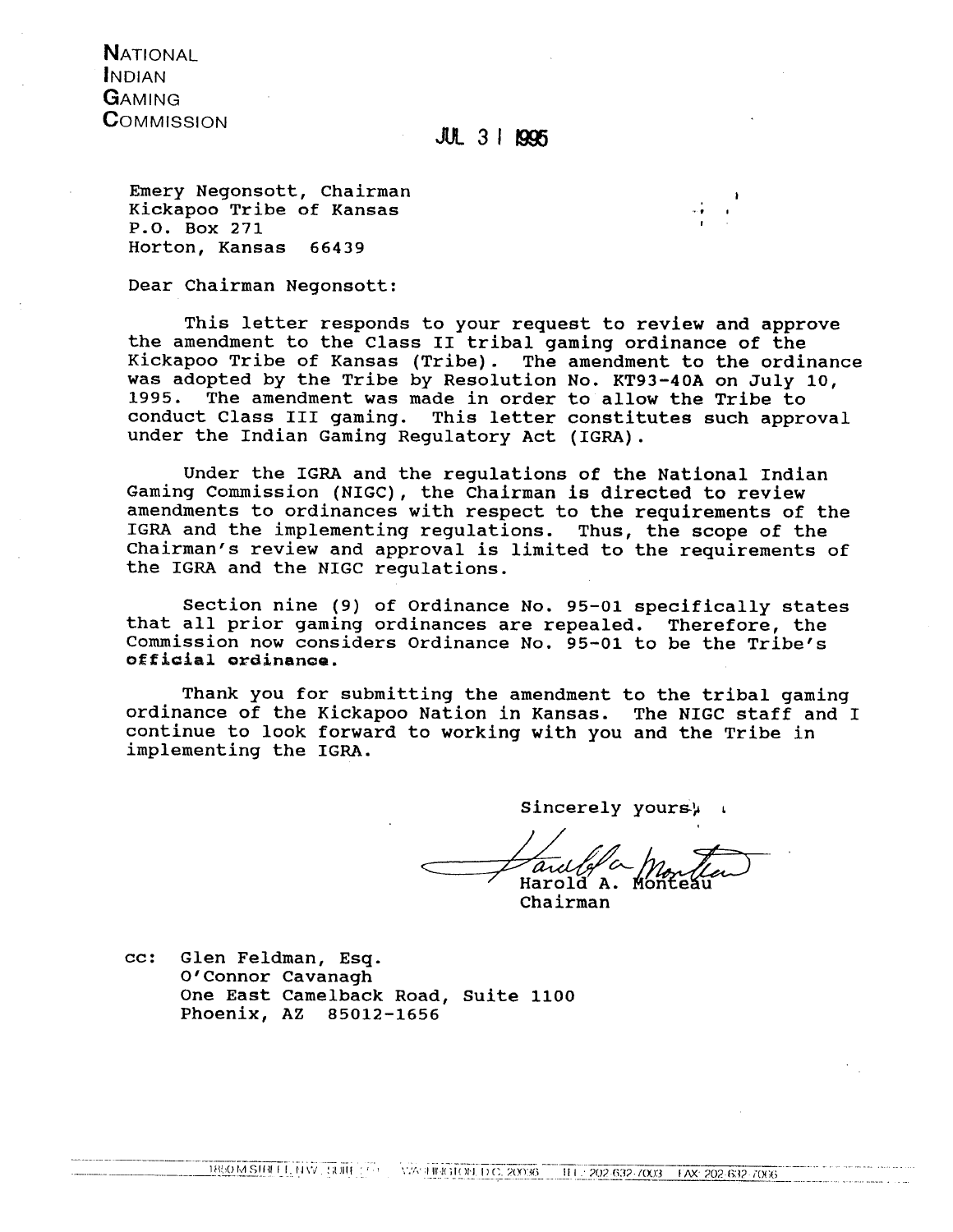NATIONAL
INDIAN
GAMING
COMMISSION

JUL 31 1995

Emery Negonsott, Chairman
Kickapoo Tribe of Kansas
P.O. Box 271
Horton, Kansas 66439

Dear Chairman Negonsott:

This letter responds to your request to review and approve the amendment to the Class II tribal gaming ordinance of the Kickapoo Tribe of Kansas (Tribe). The amendment to the ordinance was adopted by the Tribe by Resolution No. KT93-40A on July 10, 1995. The amendment was made in order to allow the Tribe to conduct Class III gaming. This letter constitutes such approval under the Indian Gaming Regulatory Act (IGRA).

Under the IGRA and the regulations of the National Indian Gaming Commission (NIGC), the Chairman is directed to review amendments to ordinances with respect to the requirements of the IGRA and the implementing regulations. Thus, the scope of the Chairman's review and approval is limited to the requirements of the IGRA and the NIGC regulations.

Section nine (9) of Ordinance No. 95-01 specifically states that all prior gaming ordinances are repealed. Therefore, the Commission now considers Ordinance No. 95-01 to be the Tribe's **official ordinance.**

Thank you for submitting the amendment to the tribal gaming ordinance of the Kickapoo Nation in Kansas. The NIGC staff and I continue to look forward to working with you and the Tribe in implementing the IGRA.

Sincerely yours,

Harold A. Monteau
Chairman

cc: Glen Feldman, Esq.
O'Connor Cavanagh
One East Camelback Road, Suite 1100
Phoenix, AZ 85012-1656

1850 M STREET, NW, SUITE 250 WASHINGTON, D.C. 20036 TEL: 202 632-7003 FAX: 202 632-7066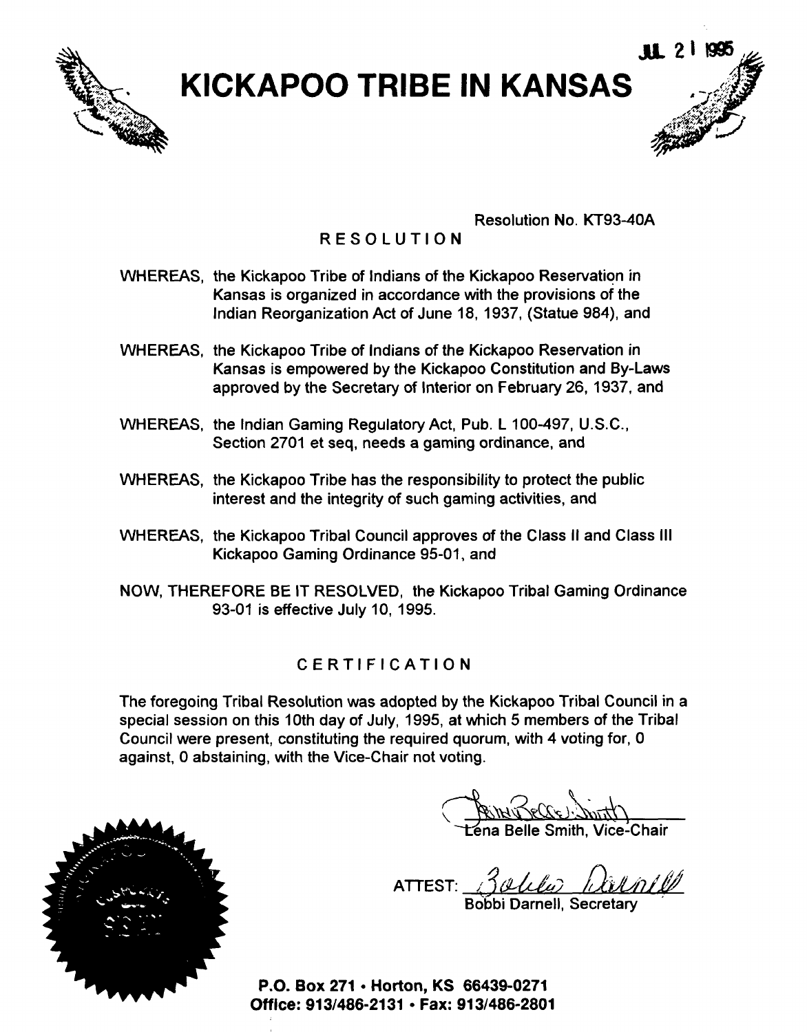JUL 21 1995

# KICKAPOO TRIBE IN KANSAS

Resolution No. KT93-40A

## RESOLUTION

WHEREAS, the Kickapoo Tribe of Indians of the Kickapoo Reservation in Kansas is organized in accordance with the provisions of the Indian Reorganization Act of June 18, 1937, (Statue 984), and

WHEREAS, the Kickapoo Tribe of Indians of the Kickapoo Reservation in Kansas is empowered by the Kickapoo Constitution and By-Laws approved by the Secretary of Interior on February 26, 1937, and

WHEREAS, the Indian Gaming Regulatory Act, Pub. L 100-497, U.S.C., Section 2701 et seq, needs a gaming ordinance, and

WHEREAS, the Kickapoo Tribe has the responsibility to protect the public interest and the integrity of such gaming activities, and

WHEREAS, the Kickapoo Tribal Council approves of the Class II and Class III Kickapoo Gaming Ordinance 95-01, and

NOW, THEREFORE BE IT RESOLVED, the Kickapoo Tribal Gaming Ordinance 93-01 is effective July 10, 1995.

## CERTIFICATION

The foregoing Tribal Resolution was adopted by the Kickapoo Tribal Council in a special session on this 10th day of July, 1995, at which 5 members of the Tribal Council were present, constituting the required quorum, with 4 voting for, 0 against, 0 abstaining, with the Vice-Chair not voting.

Lena Belle Smith, Vice-Chair

ATTEST: Bobbi Darnell, Secretary

**P.O. Box 271 • Horton, KS 66439-0271**
**Office: 913/486-2131 • Fax: 913/486-2801**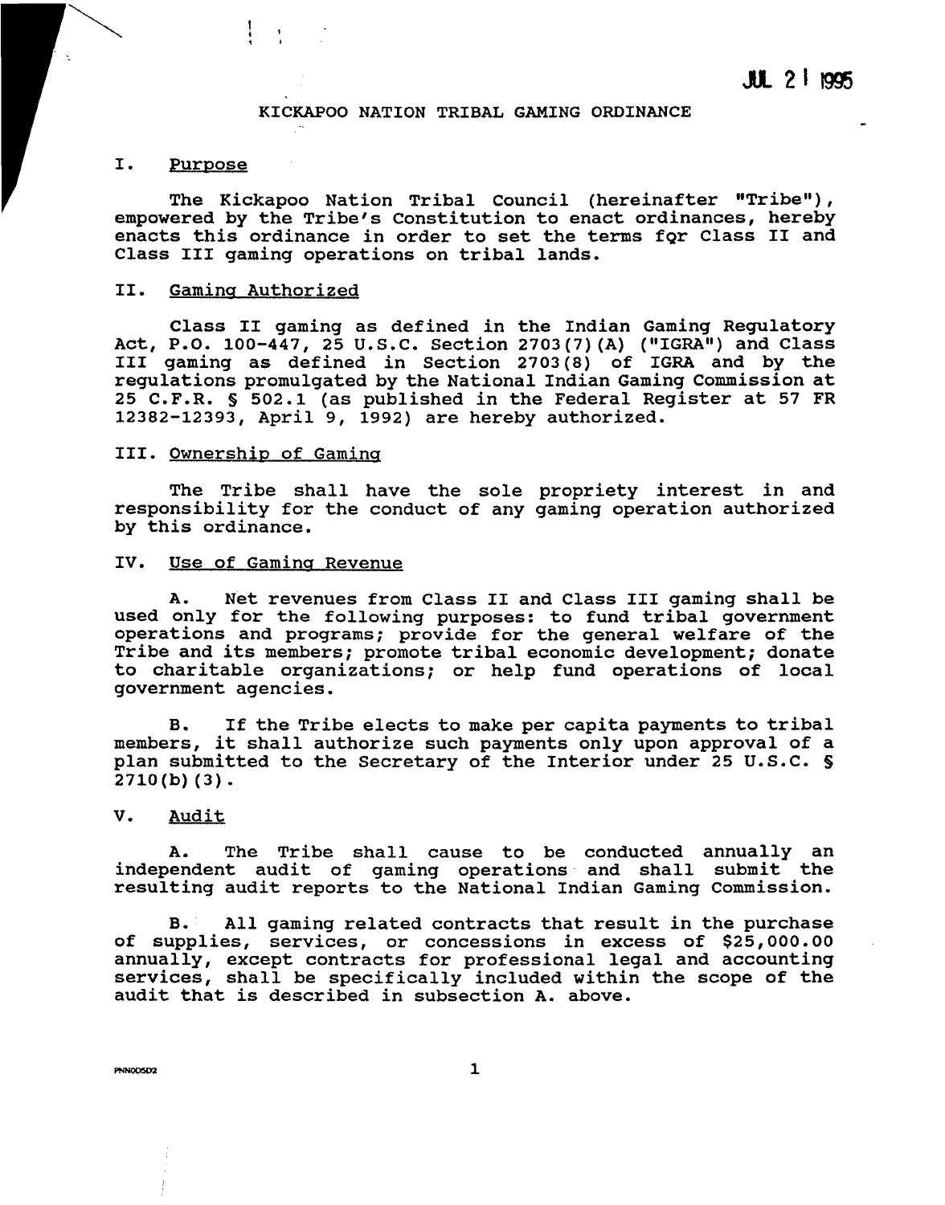JUL 21 1995

# KICKAPOO NATION TRIBAL GAMING ORDINANCE

## I. Purpose

The Kickapoo Nation Tribal Council (hereinafter "Tribe"), empowered by the Tribe's Constitution to enact ordinances, hereby enacts this ordinance in order to set the terms for Class II and Class III gaming operations on tribal lands.

## II. Gaming Authorized

Class II gaming as defined in the Indian Gaming Regulatory Act, P.O. 100-447, 25 U.S.C. Section 2703(7)(A) ("IGRA") and Class III gaming as defined in Section 2703(8) of IGRA and by the regulations promulgated by the National Indian Gaming Commission at 25 C.F.R. § 502.1 (as published in the Federal Register at 57 FR 12382-12393, April 9, 1992) are hereby authorized.

## III. Ownership of Gaming

The Tribe shall have the sole propriety interest in and responsibility for the conduct of any gaming operation authorized by this ordinance.

## IV. Use of Gaming Revenue

A. Net revenues from Class II and Class III gaming shall be used only for the following purposes: to fund tribal government operations and programs; provide for the general welfare of the Tribe and its members; promote tribal economic development; donate to charitable organizations; or help fund operations of local government agencies.

B. If the Tribe elects to make per capita payments to tribal members, it shall authorize such payments only upon approval of a plan submitted to the Secretary of the Interior under 25 U.S.C. § 2710(b)(3).

## V. Audit

A. The Tribe shall cause to be conducted annually an independent audit of gaming operations and shall submit the resulting audit reports to the National Indian Gaming Commission.

B. All gaming related contracts that result in the purchase of supplies, services, or concessions in excess of $25,000.00 annually, except contracts for professional legal and accounting services, shall be specifically included within the scope of the audit that is described in subsection A. above.

PNN005D2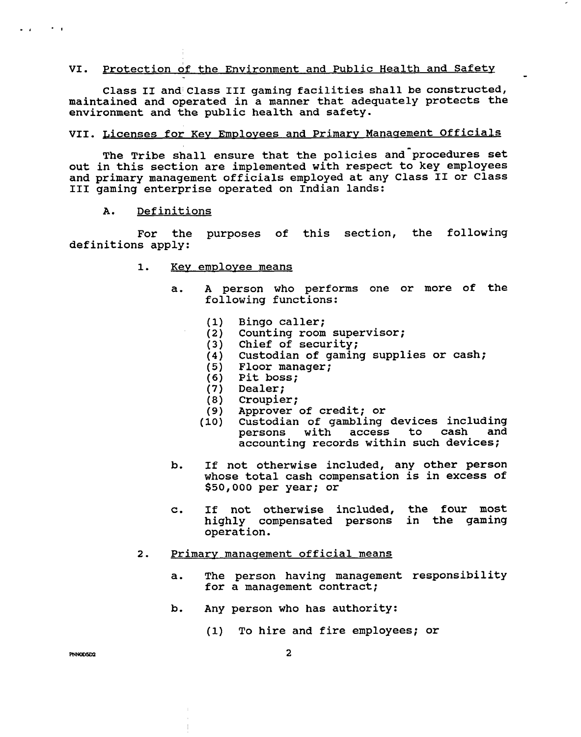## VI. Protection of the Environment and Public Health and Safety

Class II and Class III gaming facilities shall be constructed, maintained and operated in a manner that adequately protects the environment and the public health and safety.

## VII. Licenses for Key Employees and Primary Management Officials

The Tribe shall ensure that the policies and procedures set out in this section are implemented with respect to key employees and primary management officials employed at any Class II or Class III gaming enterprise operated on Indian lands:

### A. Definitions

For the purposes of this section, the following definitions apply:

1. Key employee means

   a. A person who performs one or more of the following functions:

      (1) Bingo caller;
      (2) Counting room supervisor;
      (3) Chief of security;
      (4) Custodian of gaming supplies or cash;
      (5) Floor manager;
      (6) Pit boss;
      (7) Dealer;
      (8) Croupier;
      (9) Approver of credit; or
      (10) Custodian of gambling devices including persons with access to cash and accounting records within such devices;

   b. If not otherwise included, any other person whose total cash compensation is in excess of $50,000 per year; or

   c. If not otherwise included, the four most highly compensated persons in the gaming operation.

2. Primary management official means

   a. The person having management responsibility for a management contract;

   b. Any person who has authority:

      (1) To hire and fire employees; or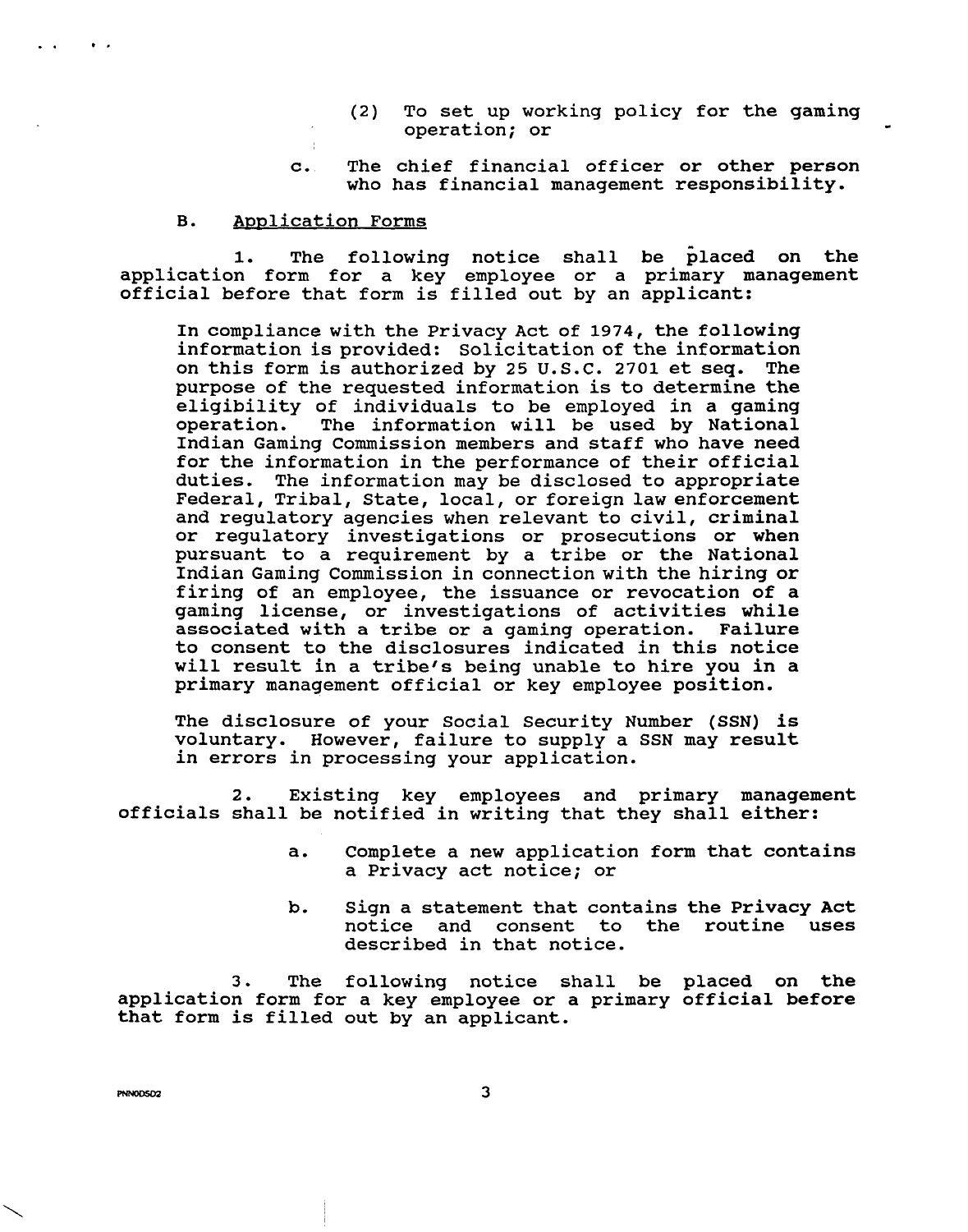(2) To set up working policy for the gaming operation; or

c. The chief financial officer or other person who has financial management responsibility.

B. Application Forms

1. The following notice shall be placed on the application form for a key employee or a primary management official before that form is filled out by an applicant:

> In compliance with the Privacy Act of 1974, the following information is provided: Solicitation of the information on this form is authorized by 25 U.S.C. 2701 et seq. The purpose of the requested information is to determine the eligibility of individuals to be employed in a gaming operation. The information will be used by National Indian Gaming Commission members and staff who have need for the information in the performance of their official duties. The information may be disclosed to appropriate Federal, Tribal, State, local, or foreign law enforcement and regulatory agencies when relevant to civil, criminal or regulatory investigations or prosecutions or when pursuant to a requirement by a tribe or the National Indian Gaming Commission in connection with the hiring or firing of an employee, the issuance or revocation of a gaming license, or investigations of activities while associated with a tribe or a gaming operation. Failure to consent to the disclosures indicated in this notice will result in a tribe's being unable to hire you in a primary management official or key employee position.
>
> The disclosure of your Social Security Number (SSN) is voluntary. However, failure to supply a SSN may result in errors in processing your application.

2. Existing key employees and primary management officials shall be notified in writing that they shall either:

a. Complete a new application form that contains a Privacy act notice; or

b. Sign a statement that contains the Privacy Act notice and consent to the routine uses described in that notice.

3. The following notice shall be placed on the application form for a key employee or a primary official before that form is filled out by an applicant.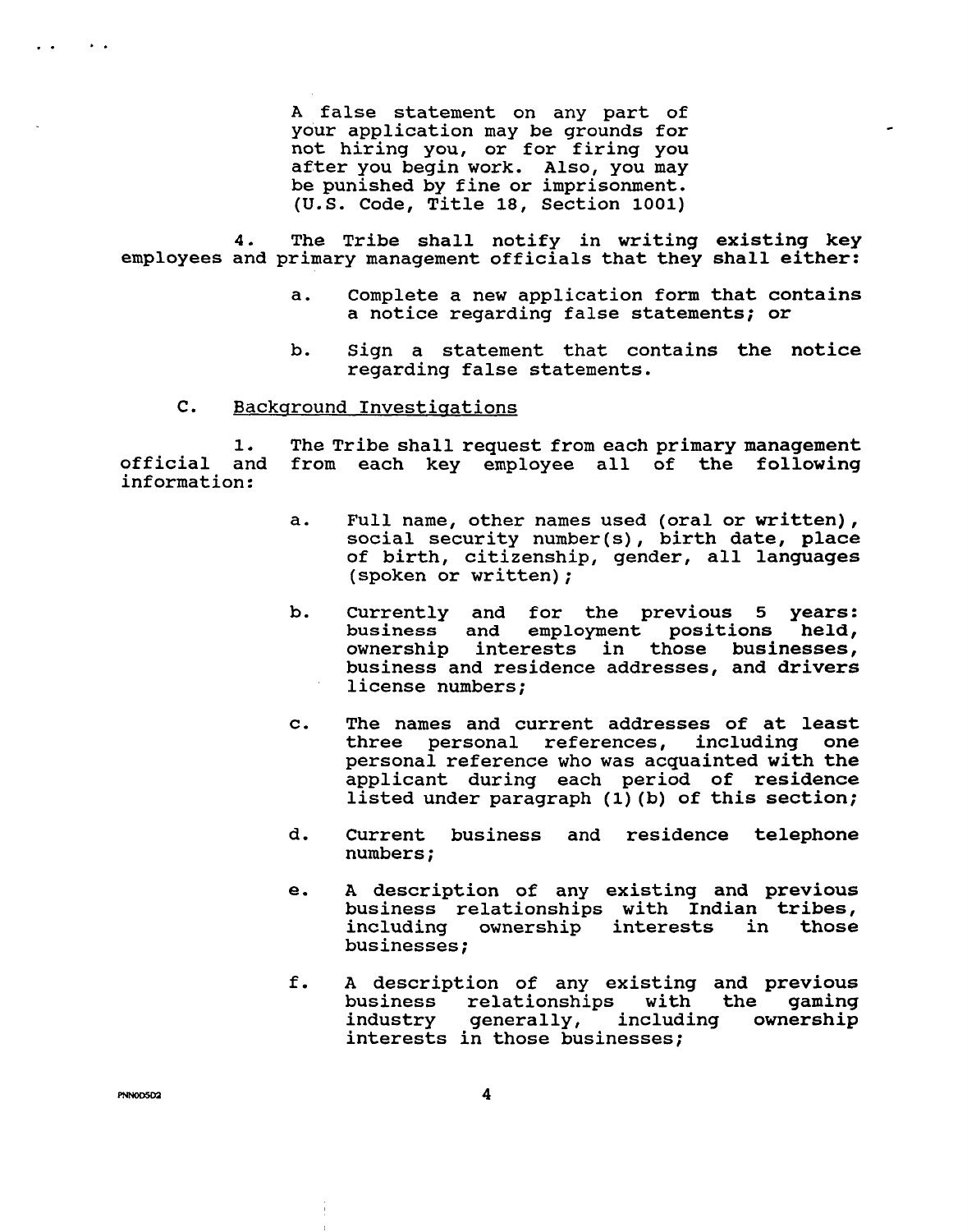A false statement on any part of your application may be grounds for not hiring you, or for firing you after you begin work. Also, you may be punished by fine or imprisonment. (U.S. Code, Title 18, Section 1001)

4. The Tribe shall notify in writing existing key employees and primary management officials that they shall either:

a. Complete a new application form that contains a notice regarding false statements; or

b. Sign a statement that contains the notice regarding false statements.

C. <u>Background Investigations</u>

1. The Tribe shall request from each primary management official and from each key employee all of the following information:

a. Full name, other names used (oral or written), social security number(s), birth date, place of birth, citizenship, gender, all languages (spoken or written);

b. Currently and for the previous 5 years: business and employment positions held, ownership interests in those businesses, business and residence addresses, and drivers license numbers;

c. The names and current addresses of at least three personal references, including one personal reference who was acquainted with the applicant during each period of residence listed under paragraph (1)(b) of this section;

d. Current business and residence telephone numbers;

e. A description of any existing and previous business relationships with Indian tribes, including ownership interests in those businesses;

f. A description of any existing and previous business relationships with the gaming industry generally, including ownership interests in those businesses;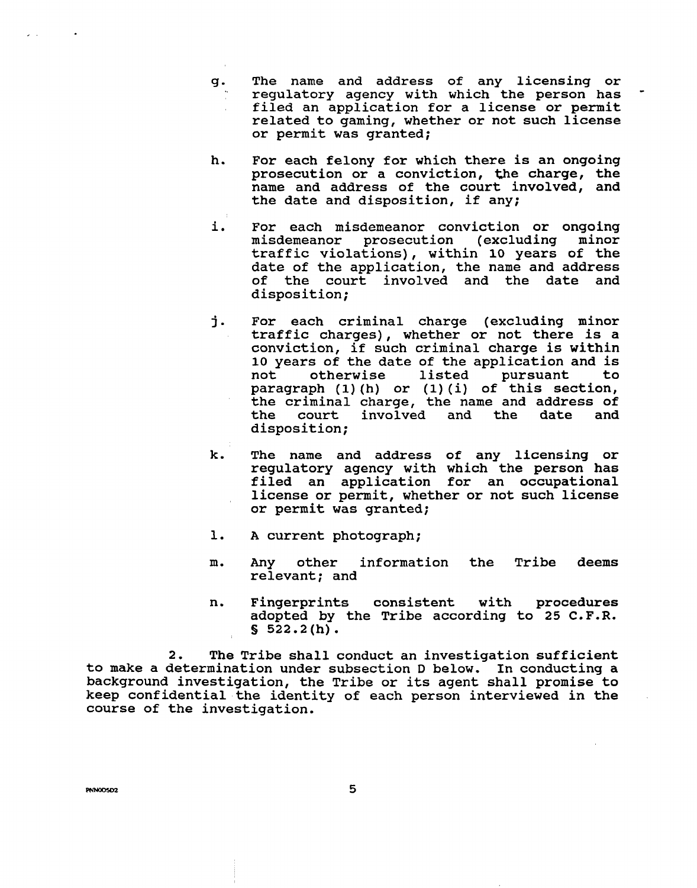g. The name and address of any licensing or regulatory agency with which the person has filed an application for a license or permit related to gaming, whether or not such license or permit was granted;

h. For each felony for which there is an ongoing prosecution or a conviction, the charge, the name and address of the court involved, and the date and disposition, if any;

i. For each misdemeanor conviction or ongoing misdemeanor prosecution (excluding minor traffic violations), within 10 years of the date of the application, the name and address of the court involved and the date and disposition;

j. For each criminal charge (excluding minor traffic charges), whether or not there is a conviction, if such criminal charge is within 10 years of the date of the application and is not otherwise listed pursuant to paragraph (1)(h) or (1)(i) of this section, the criminal charge, the name and address of the court involved and the date and disposition;

k. The name and address of any licensing or regulatory agency with which the person has filed an application for an occupational license or permit, whether or not such license or permit was granted;

l. A current photograph;

m. Any other information the Tribe deems relevant; and

n. Fingerprints consistent with procedures adopted by the Tribe according to 25 C.F.R. § 522.2(h).

2. The Tribe shall conduct an investigation sufficient to make a determination under subsection D below. In conducting a background investigation, the Tribe or its agent shall promise to keep confidential the identity of each person interviewed in the course of the investigation.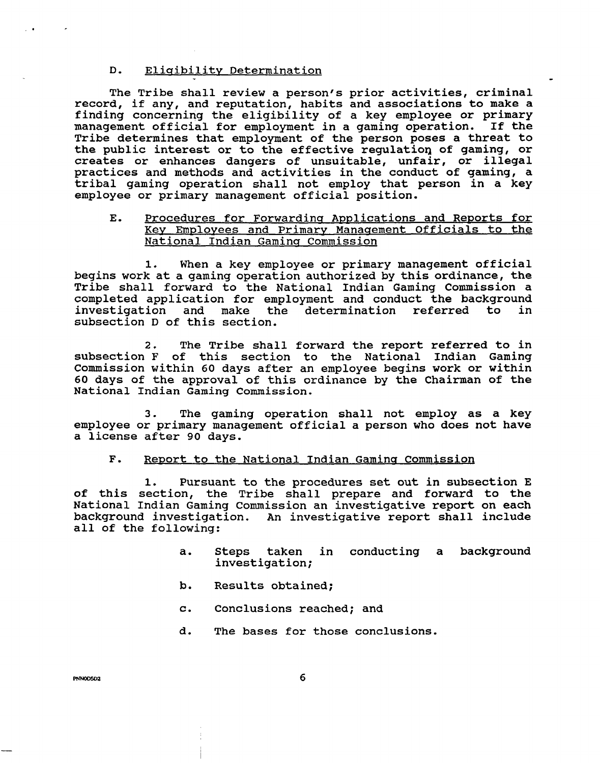D. Eligibility Determination

The Tribe shall review a person's prior activities, criminal record, if any, and reputation, habits and associations to make a finding concerning the eligibility of a key employee or primary management official for employment in a gaming operation. If the Tribe determines that employment of the person poses a threat to the public interest or to the effective regulation of gaming, or creates or enhances dangers of unsuitable, unfair, or illegal practices and methods and activities in the conduct of gaming, a tribal gaming operation shall not employ that person in a key employee or primary management official position.

E. Procedures for Forwarding Applications and Reports for Key Employees and Primary Management Officials to the National Indian Gaming Commission

1. When a key employee or primary management official begins work at a gaming operation authorized by this ordinance, the Tribe shall forward to the National Indian Gaming Commission a completed application for employment and conduct the background investigation and make the determination referred to in subsection D of this section.

2. The Tribe shall forward the report referred to in subsection F of this section to the National Indian Gaming Commission within 60 days after an employee begins work or within 60 days of the approval of this ordinance by the Chairman of the National Indian Gaming Commission.

3. The gaming operation shall not employ as a key employee or primary management official a person who does not have a license after 90 days.

F. Report to the National Indian Gaming Commission

1. Pursuant to the procedures set out in subsection E of this section, the Tribe shall prepare and forward to the National Indian Gaming Commission an investigative report on each background investigation. An investigative report shall include all of the following:

a. Steps taken in conducting a background investigation;

b. Results obtained;

c. Conclusions reached; and

d. The bases for those conclusions.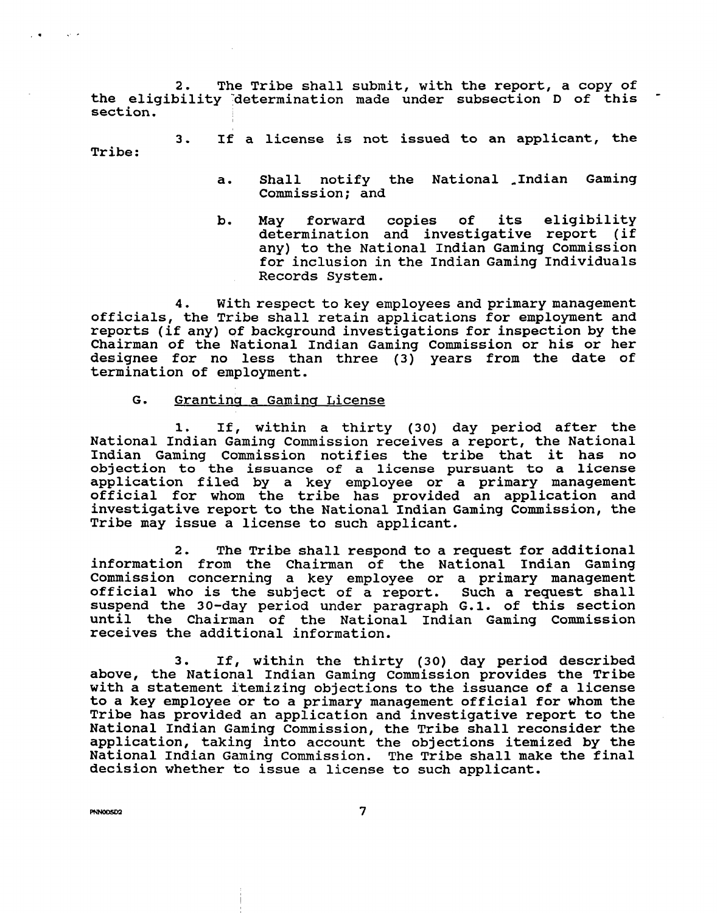2. The Tribe shall submit, with the report, a copy of the eligibility determination made under subsection D of this section.

3. If a license is not issued to an applicant, the Tribe:

- a. Shall notify the National Indian Gaming Commission; and
- b. May forward copies of its eligibility determination and investigative report (if any) to the National Indian Gaming Commission for inclusion in the Indian Gaming Individuals Records System.

4. With respect to key employees and primary management officials, the Tribe shall retain applications for employment and reports (if any) of background investigations for inspection by the Chairman of the National Indian Gaming Commission or his or her designee for no less than three (3) years from the date of termination of employment.

## G. Granting a Gaming License

1. If, within a thirty (30) day period after the National Indian Gaming Commission receives a report, the National Indian Gaming Commission notifies the tribe that it has no objection to the issuance of a license pursuant to a license application filed by a key employee or a primary management official for whom the tribe has provided an application and investigative report to the National Indian Gaming Commission, the Tribe may issue a license to such applicant.

2. The Tribe shall respond to a request for additional information from the Chairman of the National Indian Gaming Commission concerning a key employee or a primary management official who is the subject of a report. Such a request shall suspend the 30-day period under paragraph G.1. of this section until the Chairman of the National Indian Gaming Commission receives the additional information.

3. If, within the thirty (30) day period described above, the National Indian Gaming Commission provides the Tribe with a statement itemizing objections to the issuance of a license to a key employee or to a primary management official for whom the Tribe has provided an application and investigative report to the National Indian Gaming Commission, the Tribe shall reconsider the application, taking into account the objections itemized by the National Indian Gaming Commission. The Tribe shall make the final decision whether to issue a license to such applicant.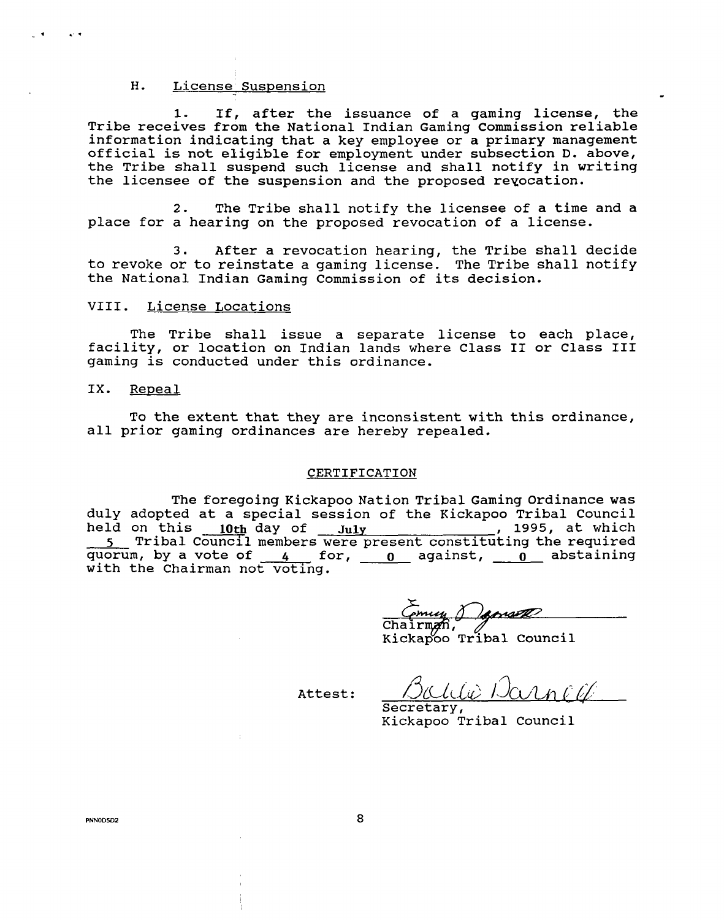### H. License Suspension

1. If, after the issuance of a gaming license, the Tribe receives from the National Indian Gaming Commission reliable information indicating that a key employee or a primary management official is not eligible for employment under subsection D. above, the Tribe shall suspend such license and shall notify in writing the licensee of the suspension and the proposed revocation.

2. The Tribe shall notify the licensee of a time and a place for a hearing on the proposed revocation of a license.

3. After a revocation hearing, the Tribe shall decide to revoke or to reinstate a gaming license. The Tribe shall notify the National Indian Gaming Commission of its decision.

## VIII. License Locations

The Tribe shall issue a separate license to each place, facility, or location on Indian lands where Class II or Class III gaming is conducted under this ordinance.

## IX. Repeal

To the extent that they are inconsistent with this ordinance, all prior gaming ordinances are hereby repealed.

## CERTIFICATION

The foregoing Kickapoo Nation Tribal Gaming Ordinance was duly adopted at a special session of the Kickapoo Tribal Council held on this 10th day of July, 1995, at which 5 Tribal Council members were present constituting the required quorum, by a vote of 4 for, 0 against, 0 abstaining with the Chairman not voting.

Emery J. Jaronett
Chairman,
Kickapoo Tribal Council

Attest:

Bobbie Darnell
Secretary,
Kickapoo Tribal Council

PNNOD5D2